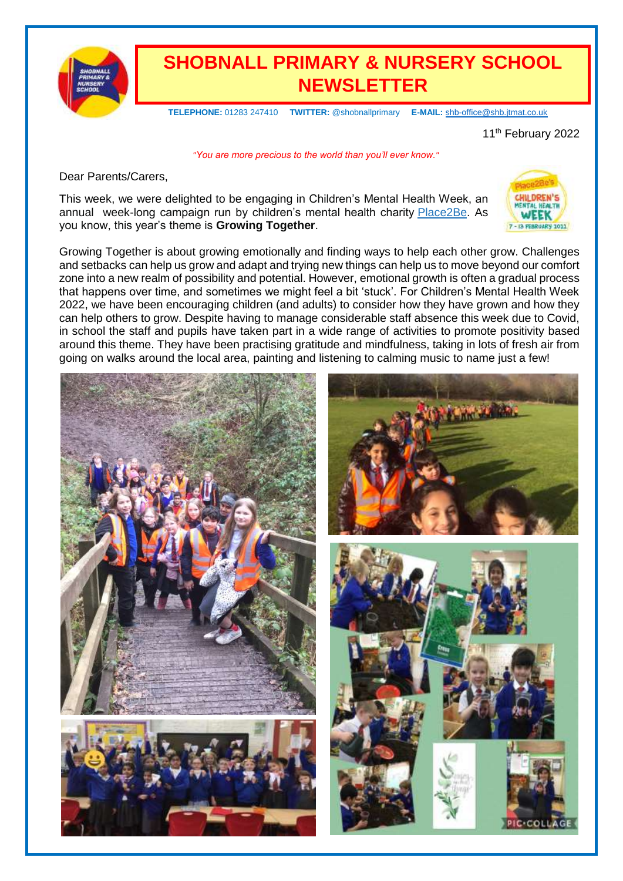# SHOBNALL PRIMARY & NURSERY SCHOOL NEWSLETTER

**TELEPHONE:** 01283 247410 **TWITTER:** @shobnallprimary **E-MAIL:** shb-office@shb.jtmat.co.uk

11th February 2022

*"You are more precious to the world than you'll ever know."*

Dear Parents/Carers,

This week, we were delighted to be engaging in Children's Mental Health Week, an annual week-long campaign run by children's mental health charity Place2Be. As you know, this year's theme is **Growing Together**.

Growing Together is about growing emotionally and finding ways to help each other grow. Challenges and setbacks can help us grow and adapt and trying new things can help us to move beyond our comfort zone into a new realm of possibility and potential. However, emotional growth is often a gradual process that happens over time, and sometimes we might feel a bit 'stuck'. For Children's Mental Health Week 2022, we have been encouraging children (and adults) to consider how they have grown and how they can help others to grow. Despite having to manage considerable staff absence this week due to Covid, in school the staff and pupils have taken part in a wide range of activities to promote positivity based around this theme. They have been practising gratitude and mindfulness, taking in lots of fresh air from going on walks around the local area, painting and listening to calming music to name just a few!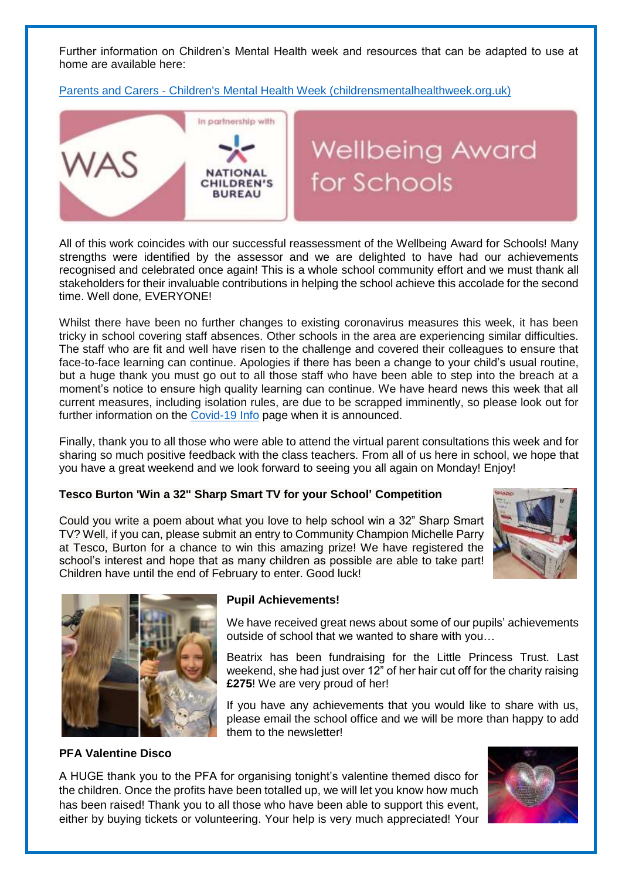Further information on Children's Mental Health week and resources that can be adapted to use at home are available here:

[Parents and Carers - Children's Mental Health Week (childrensmentalhealthweek.org.uk)](childrensmentalhealthweek.org.uk)

All of this work coincides with our successful reassessment of the Wellbeing Award for Schools! Many strengths were identified by the assessor and we are delighted to have had our achievements recognised and celebrated once again! This is a whole school community effort and we must thank all stakeholders for their invaluable contributions in helping the school achieve this accolade for the second time. Well done, EVERYONE!

Whilst there have been no further changes to existing coronavirus measures this week, it has been tricky in school covering staff absences. Other schools in the area are experiencing similar difficulties. The staff who are fit and well have risen to the challenge and covered their colleagues to ensure that face-to-face learning can continue. Apologies if there has been a change to your child's usual routine, but a huge thank you must go out to all those staff who have been able to step into the breach at a moment's notice to ensure high quality learning can continue. We have heard news this week that all current measures, including isolation rules, are due to be scrapped imminently, so please look out for further information on the Covid-19 Info page when it is announced.

Finally, thank you to all those who were able to attend the virtual parent consultations this week and for sharing so much positive feedback with the class teachers. From all of us here in school, we hope that you have a great weekend and we look forward to seeing you all again on Monday! Enjoy!

**Tesco Burton 'Win a 32" Sharp Smart TV for your School' Competition**

Could you write a poem about what you love to help school win a 32" Sharp Smart TV? Well, if you can, please submit an entry to Community Champion Michelle Parry at Tesco, Burton for a chance to win this amazing prize! We have registered the school's interest and hope that as many children as possible are able to take part! Children have until the end of February to enter. Good luck!

**Pupil Achievements!**

We have received great news about some of our pupils' achievements outside of school that we wanted to share with you…

Beatrix has been fundraising for the Little Princess Trust. Last weekend, she had just over 12" of her hair cut off for the charity raising **£275**! We are very proud of her!

If you have any achievements that you would like to share with us, please email the school office and we will be more than happy to add them to the newsletter!

**PFA Valentine Disco**

A HUGE thank you to the PFA for organising tonight's valentine themed disco for the children. Once the profits have been totalled up, we will let you know how much has been raised! Thank you to all those who have been able to support this event, either by buying tickets or volunteering. Your help is very much appreciated! Your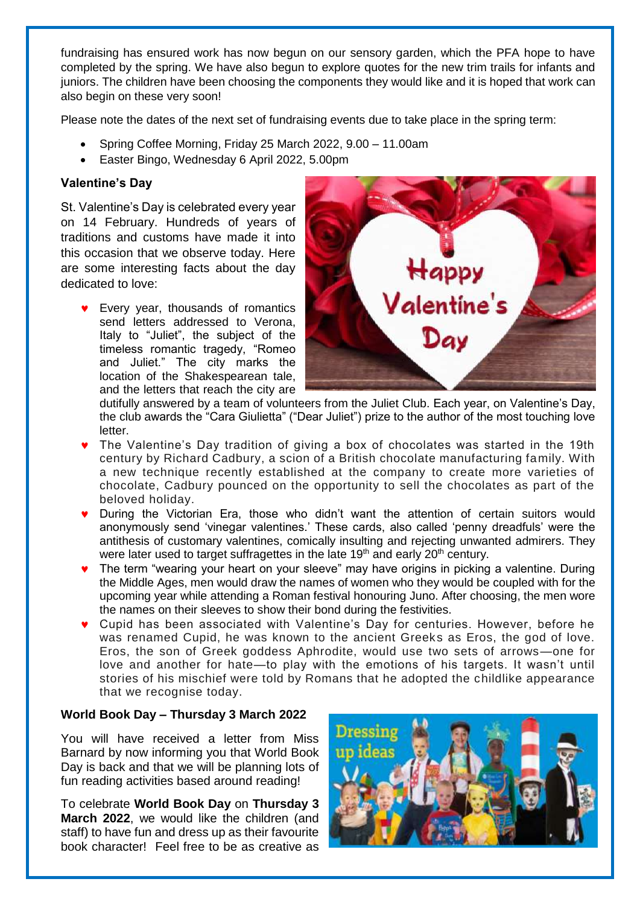fundraising has ensured work has now begun on our sensory garden, which the PFA hope to have completed by the spring. We have also begun to explore quotes for the new trim trails for infants and juniors. The children have been choosing the components they would like and it is hoped that work can also begin on these very soon!

Please note the dates of the next set of fundraising events due to take place in the spring term:

- Spring Coffee Morning, Friday 25 March 2022, 9.00 – 11.00am
- Easter Bingo, Wednesday 6 April 2022, 5.00pm

**Valentine's Day**

St. Valentine's Day is celebrated every year on 14 February. Hundreds of years of traditions and customs have made it into this occasion that we observe today. Here are some interesting facts about the day dedicated to love:

- Every year, thousands of romantics send letters addressed to Verona, Italy to "Juliet", the subject of the timeless romantic tragedy, "Romeo and Juliet." The city marks the location of the Shakespearean tale, and the letters that reach the city are dutifully answered by a team of volunteers from the Juliet Club. Each year, on Valentine's Day, the club awards the "Cara Giulietta" ("Dear Juliet") prize to the author of the most touching love letter.
- The Valentine's Day tradition of giving a box of chocolates was started in the 19th century by Richard Cadbury, a scion of a British chocolate manufacturing family. With a new technique recently established at the company to create more varieties of chocolate, Cadbury pounced on the opportunity to sell the chocolates as part of the beloved holiday.
- During the Victorian Era, those who didn't want the attention of certain suitors would anonymously send 'vinegar valentines.' These cards, also called 'penny dreadfuls' were the antithesis of customary valentines, comically insulting and rejecting unwanted admirers. They were later used to target suffragettes in the late 19th and early 20th century.
- The term "wearing your heart on your sleeve" may have origins in picking a valentine. During the Middle Ages, men would draw the names of women who they would be coupled with for the upcoming year while attending a Roman festival honouring Juno. After choosing, the men wore the names on their sleeves to show their bond during the festivities.
- Cupid has been associated with Valentine's Day for centuries. However, before he was renamed Cupid, he was known to the ancient Greeks as Eros, the god of love. Eros, the son of Greek goddess Aphrodite, would use two sets of arrows—one for love and another for hate—to play with the emotions of his targets. It wasn't until stories of his mischief were told by Romans that he adopted the childlike appearance that we recognise today.

**World Book Day – Thursday 3 March 2022**

You will have received a letter from Miss Barnard by now informing you that World Book Day is back and that we will be planning lots of fun reading activities based around reading!

To celebrate **World Book Day** on **Thursday 3 March 2022**, we would like the children (and staff) to have fun and dress up as their favourite book character! Feel free to be as creative as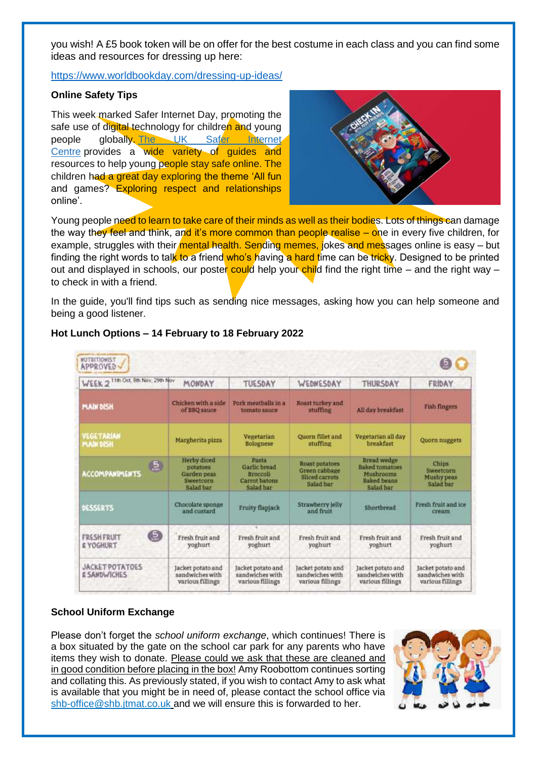you wish! A £5 book token will be on offer for the best costume in each class and you can find some ideas and resources for dressing up here:

https://www.worldbookday.com/dressing-up-ideas/

**Online Safety Tips**

This week marked Safer Internet Day, promoting the safe use of digital technology for children and young people globally. The UK Safer Internet Centre provides a wide variety of guides and resources to help young people stay safe online. The children had a great day exploring the theme 'All fun and games? Exploring respect and relationships online'.

Young people need to learn to take care of their minds as well as their bodies. Lots of things can damage the way they feel and think, and it's more common than people realise – one in every five children, for example, struggles with their mental health. Sending memes, jokes and messages online is easy – but finding the right words to talk to a friend who's having a hard time can be tricky. Designed to be printed out and displayed in schools, our poster could help your child find the right time – and the right way – to check in with a friend.

In the guide, you'll find tips such as sending nice messages, asking how you can help someone and being a good listener.

**Hot Lunch Options – 14 February to 18 February 2022**

NUTRITIONIST APPROVED

| WEEK 2 (11th Oct, 8th Nov, 29th Nov) | MONDAY | TUESDAY | WEDNESDAY | THURSDAY | FRIDAY |
|---|---|---|---|---|---|
| MAIN DISH | Chicken with a side of BBQ sauce | Pork meatballs in a tomato sauce | Roast turkey and stuffing | All day breakfast | Fish fingers |
| VEGETARIAN MAIN DISH | Margherita pizza | Vegetarian Bolognese | Quorn fillet and stuffing | Vegetarian all day breakfast | Quorn nuggets |
| ACCOMPANIMENTS | Herby diced potatoes, Garden peas, Sweetcorn, Salad bar | Pasta, Garlic bread, Broccoli, Carrot batons, Salad bar | Roast potatoes, Green cabbage, Sliced carrots, Salad bar | Bread wedge, Baked tomatoes, Mushrooms, Baked beans, Salad bar | Chips, Sweetcorn, Mushy peas, Salad bar |
| DESSERTS | Chocolate sponge and custard | Fruity flapjack | Strawberry jelly and fruit | Shortbread | Fresh fruit and ice cream |
| FRESH FRUIT & YOGHURT | Fresh fruit and yoghurt | Fresh fruit and yoghurt | Fresh fruit and yoghurt | Fresh fruit and yoghurt | Fresh fruit and yoghurt |
| JACKET POTATOES & SANDWICHES | Jacket potato and sandwiches with various fillings | Jacket potato and sandwiches with various fillings | Jacket potato and sandwiches with various fillings | Jacket potato and sandwiches with various fillings | Jacket potato and sandwiches with various fillings |

**School Uniform Exchange**

Please don't forget the *school uniform exchange*, which continues! There is a box situated by the gate on the school car park for any parents who have items they wish to donate. Please could we ask that these are cleaned and in good condition before placing in the box! Amy Roobottom continues sorting and collating this. As previously stated, if you wish to contact Amy to ask what is available that you might be in need of, please contact the school office via shb-office@shb.jtmat.co.uk and we will ensure this is forwarded to her.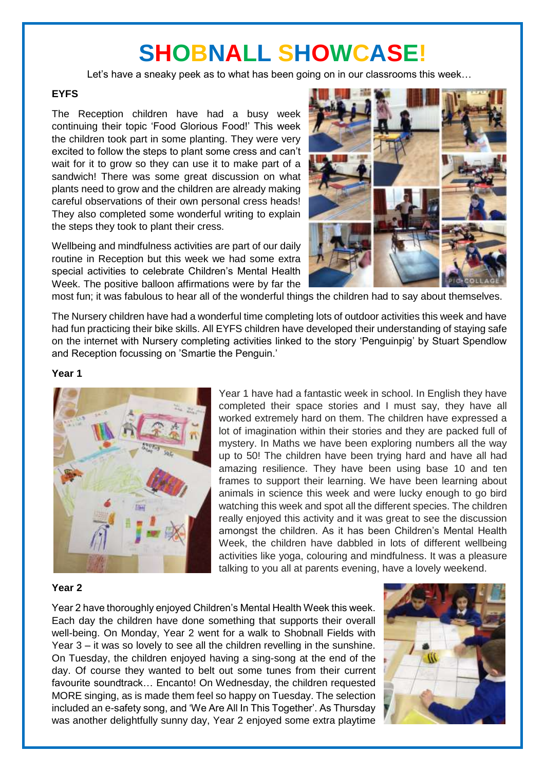# SHOBNALL SHOWCASE!

Let's have a sneaky peek as to what has been going on in our classrooms this week…

**EYFS**

The Reception children have had a busy week continuing their topic 'Food Glorious Food!' This week the children took part in some planting. They were very excited to follow the steps to plant some cress and can't wait for it to grow so they can use it to make part of a sandwich! There was some great discussion on what plants need to grow and the children are already making careful observations of their own personal cress heads! They also completed some wonderful writing to explain the steps they took to plant their cress.

Wellbeing and mindfulness activities are part of our daily routine in Reception but this week we had some extra special activities to celebrate Children's Mental Health Week. The positive balloon affirmations were by far the most fun; it was fabulous to hear all of the wonderful things the children had to say about themselves.

The Nursery children have had a wonderful time completing lots of outdoor activities this week and have had fun practicing their bike skills. All EYFS children have developed their understanding of staying safe on the internet with Nursery completing activities linked to the story 'Penguinpig' by Stuart Spendlow and Reception focussing on 'Smartie the Penguin.'

**Year 1**

Year 1 have had a fantastic week in school. In English they have completed their space stories and I must say, they have all worked extremely hard on them. The children have expressed a lot of imagination within their stories and they are packed full of mystery. In Maths we have been exploring numbers all the way up to 50! The children have been trying hard and have all had amazing resilience. They have been using base 10 and ten frames to support their learning. We have been learning about animals in science this week and were lucky enough to go bird watching this week and spot all the different species. The children really enjoyed this activity and it was great to see the discussion amongst the children. As it has been Children's Mental Health Week, the children have dabbled in lots of different wellbeing activities like yoga, colouring and mindfulness. It was a pleasure talking to you all at parents evening, have a lovely weekend.

**Year 2**

Year 2 have thoroughly enjoyed Children's Mental Health Week this week. Each day the children have done something that supports their overall well-being. On Monday, Year 2 went for a walk to Shobnall Fields with Year 3 – it was so lovely to see all the children revelling in the sunshine. On Tuesday, the children enjoyed having a sing-song at the end of the day. Of course they wanted to belt out some tunes from their current favourite soundtrack… Encanto! On Wednesday, the children requested MORE singing, as is made them feel so happy on Tuesday. The selection included an e-safety song, and 'We Are All In This Together'. As Thursday was another delightfully sunny day, Year 2 enjoyed some extra playtime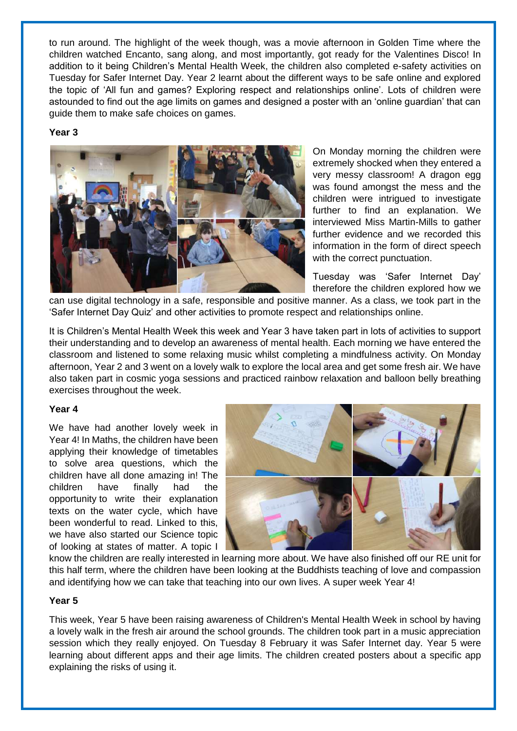to run around. The highlight of the week though, was a movie afternoon in Golden Time where the children watched Encanto, sang along, and most importantly, got ready for the Valentines Disco! In addition to it being Children's Mental Health Week, the children also completed e-safety activities on Tuesday for Safer Internet Day. Year 2 learnt about the different ways to be safe online and explored the topic of 'All fun and games? Exploring respect and relationships online'. Lots of children were astounded to find out the age limits on games and designed a poster with an 'online guardian' that can guide them to make safe choices on games.

**Year 3**

On Monday morning the children were extremely shocked when they entered a very messy classroom! A dragon egg was found amongst the mess and the children were intrigued to investigate further to find an explanation. We interviewed Miss Martin-Mills to gather further evidence and we recorded this information in the form of direct speech with the correct punctuation.

Tuesday was 'Safer Internet Day' therefore the children explored how we can use digital technology in a safe, responsible and positive manner. As a class, we took part in the 'Safer Internet Day Quiz' and other activities to promote respect and relationships online.

It is Children's Mental Health Week this week and Year 3 have taken part in lots of activities to support their understanding and to develop an awareness of mental health. Each morning we have entered the classroom and listened to some relaxing music whilst completing a mindfulness activity. On Monday afternoon, Year 2 and 3 went on a lovely walk to explore the local area and get some fresh air. We have also taken part in cosmic yoga sessions and practiced rainbow relaxation and balloon belly breathing exercises throughout the week.

**Year 4**

We have had another lovely week in Year 4! In Maths, the children have been applying their knowledge of timetables to solve area questions, which the children have all done amazing in! The children have finally had the opportunity to write their explanation texts on the water cycle, which have been wonderful to read. Linked to this, we have also started our Science topic of looking at states of matter. A topic I know the children are really interested in learning more about. We have also finished off our RE unit for this half term, where the children have been looking at the Buddhists teaching of love and compassion and identifying how we can take that teaching into our own lives. A super week Year 4!

**Year 5**

This week, Year 5 have been raising awareness of Children's Mental Health Week in school by having a lovely walk in the fresh air around the school grounds. The children took part in a music appreciation session which they really enjoyed. On Tuesday 8 February it was Safer Internet day. Year 5 were learning about different apps and their age limits. The children created posters about a specific app explaining the risks of using it.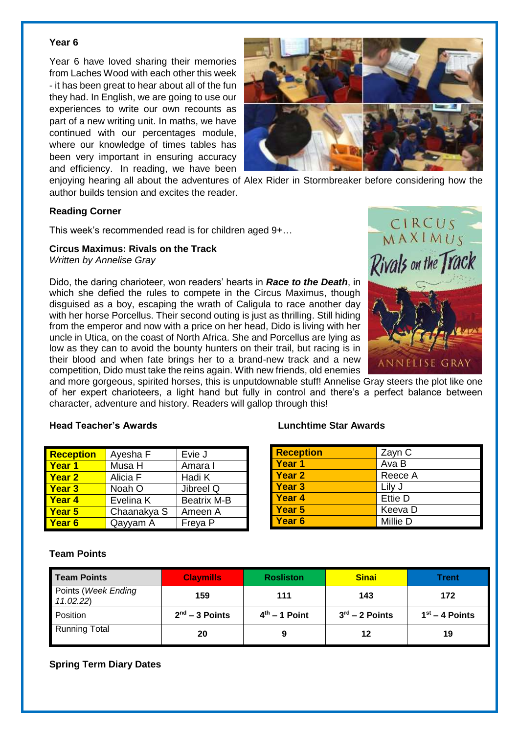### Year 6

Year 6 have loved sharing their memories from Laches Wood with each other this week - it has been great to hear about all of the fun they had. In English, we are going to use our experiences to write our own recounts as part of a new writing unit. In maths, we have continued with our percentages module, where our knowledge of times tables has been very important in ensuring accuracy and efficiency. In reading, we have been enjoying hearing all about the adventures of Alex Rider in Stormbreaker before considering how the author builds tension and excites the reader.

### Reading Corner

This week's recommended read is for children aged 9+…

**Circus Maximus: Rivals on the Track**
*Written by Annelise Gray*

Dido, the daring charioteer, won readers' hearts in ***Race to the Death***, in which she defied the rules to compete in the Circus Maximus, though disguised as a boy, escaping the wrath of Caligula to race another day with her horse Porcellus. Their second outing is just as thrilling. Still hiding from the emperor and now with a price on her head, Dido is living with her uncle in Utica, on the coast of North Africa. She and Porcellus are lying as low as they can to avoid the bounty hunters on their trail, but racing is in their blood and when fate brings her to a brand-new track and a new competition, Dido must take the reins again. With new friends, old enemies and more gorgeous, spirited horses, this is unputdownable stuff! Annelise Gray steers the plot like one of her expert charioteers, a light hand but fully in control and there's a perfect balance between character, adventure and history. Readers will gallop through this!

### Head Teacher's Awards

| | | |
|---|---|---|
| **Reception** | Ayesha F | Evie J |
| **Year 1** | Musa H | Amara I |
| **Year 2** | Alicia F | Hadi K |
| **Year 3** | Noah O | Jibreel Q |
| **Year 4** | Evelina K | Beatrix M-B |
| **Year 5** | Chaanakya S | Ameen A |
| **Year 6** | Qayyam A | Freya P |

### Lunchtime Star Awards

| | |
|---|---|
| **Reception** | Zayn C |
| **Year 1** | Ava B |
| **Year 2** | Reece A |
| **Year 3** | Lily J |
| **Year 4** | Ettie D |
| **Year 5** | Keeva D |
| **Year 6** | Millie D |

### Team Points

| Team Points | Claymills | Rosliston | Sinai | Trent |
|---|---|---|---|---|
| Points (*Week Ending 11.02.22*) | **159** | **111** | **143** | **172** |
| Position | **2nd – 3 Points** | **4th – 1 Point** | **3rd – 2 Points** | **1st – 4 Points** |
| Running Total | **20** | **9** | **12** | **19** |

### Spring Term Diary Dates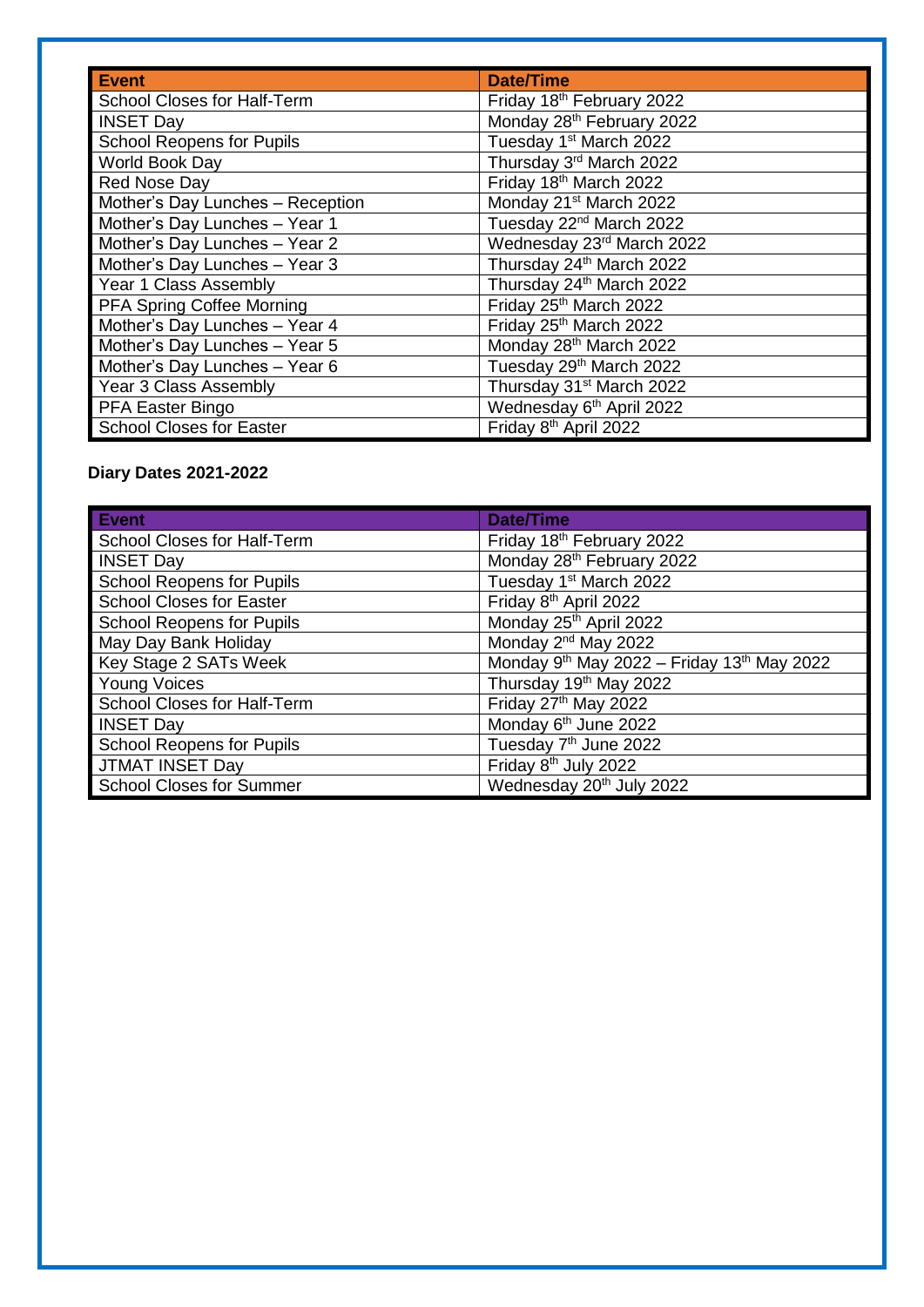| Event | Date/Time |
| --- | --- |
| School Closes for Half-Term | Friday 18th February 2022 |
| INSET Day | Monday 28th February 2022 |
| School Reopens for Pupils | Tuesday 1st March 2022 |
| World Book Day | Thursday 3rd March 2022 |
| Red Nose Day | Friday 18th March 2022 |
| Mother's Day Lunches – Reception | Monday 21st March 2022 |
| Mother's Day Lunches – Year 1 | Tuesday 22nd March 2022 |
| Mother's Day Lunches – Year 2 | Wednesday 23rd March 2022 |
| Mother's Day Lunches – Year 3 | Thursday 24th March 2022 |
| Year 1 Class Assembly | Thursday 24th March 2022 |
| PFA Spring Coffee Morning | Friday 25th March 2022 |
| Mother's Day Lunches – Year 4 | Friday 25th March 2022 |
| Mother's Day Lunches – Year 5 | Monday 28th March 2022 |
| Mother's Day Lunches – Year 6 | Tuesday 29th March 2022 |
| Year 3 Class Assembly | Thursday 31st March 2022 |
| PFA Easter Bingo | Wednesday 6th April 2022 |
| School Closes for Easter | Friday 8th April 2022 |

**Diary Dates 2021-2022**

| Event | Date/Time |
| --- | --- |
| School Closes for Half-Term | Friday 18th February 2022 |
| INSET Day | Monday 28th February 2022 |
| School Reopens for Pupils | Tuesday 1st March 2022 |
| School Closes for Easter | Friday 8th April 2022 |
| School Reopens for Pupils | Monday 25th April 2022 |
| May Day Bank Holiday | Monday 2nd May 2022 |
| Key Stage 2 SATs Week | Monday 9th May 2022 – Friday 13th May 2022 |
| Young Voices | Thursday 19th May 2022 |
| School Closes for Half-Term | Friday 27th May 2022 |
| INSET Day | Monday 6th June 2022 |
| School Reopens for Pupils | Tuesday 7th June 2022 |
| JTMAT INSET Day | Friday 8th July 2022 |
| School Closes for Summer | Wednesday 20th July 2022 |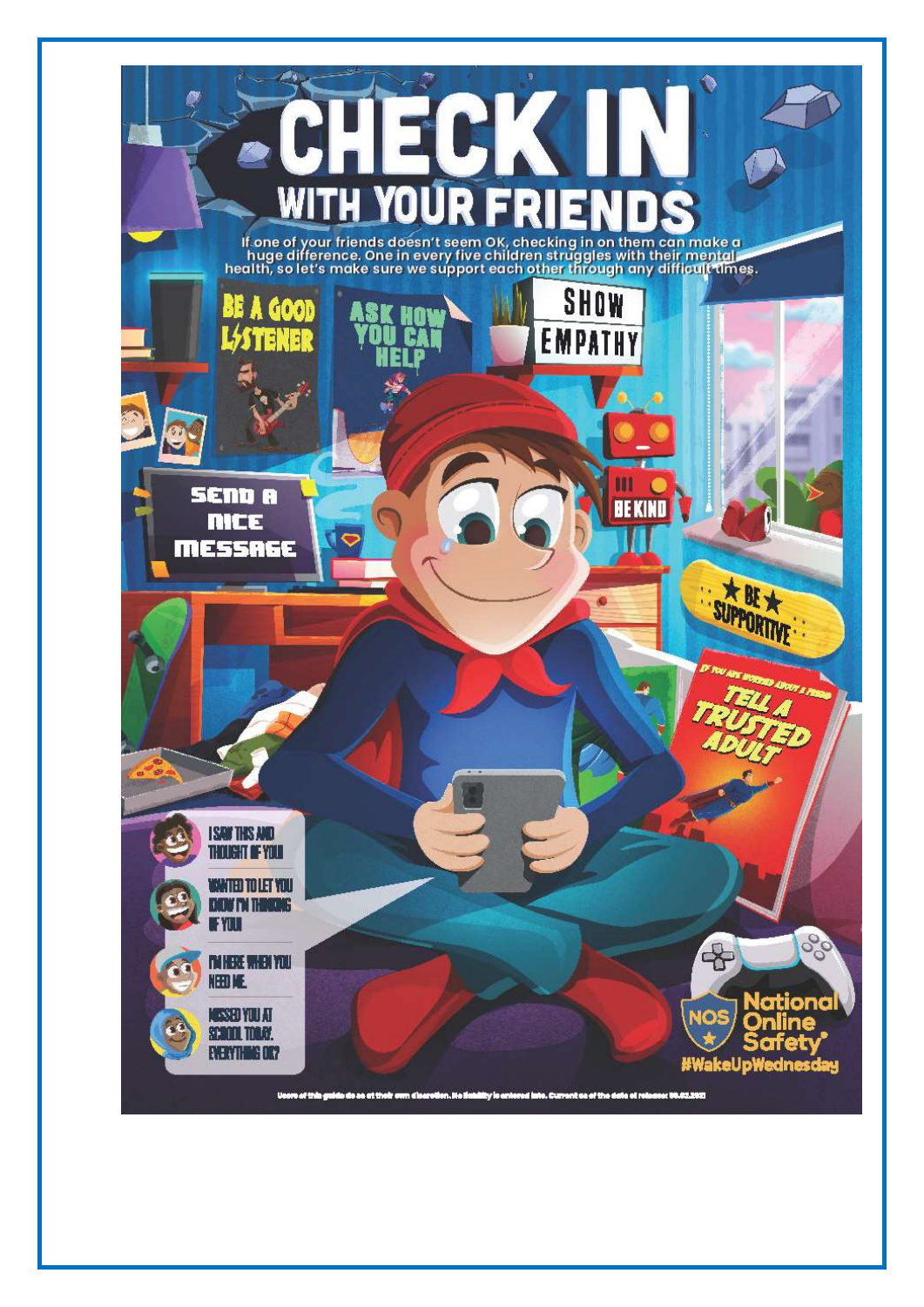# CHECK IN
## WITH YOUR FRIENDS

If one of your friends doesn't seem OK, checking in on them can make a huge difference. One in every five children struggles with their mental health, so let's make sure we support each other through any difficult times.

BE A GOOD LISTENER

ASK HOW YOU CAN HELP

SHOW EMPATHY

SEND A NICE MESSAGE

BE KIND

BE SUPPORTIVE

IF YOU ARE WORRIED ABOUT A FRIEND TELL A TRUSTED ADULT

I SAW THIS AND THOUGHT OF YOU!

WANTED TO LET YOU KNOW I'M THINKING OF YOU!

I'M HERE WHEN YOU NEED ME.

MISSED YOU AT SCHOOL TODAY. EVERYTHING OK?

NOS National Online Safety

#WakeUpWednesday

Users of this guide do so at their own discretion. No liability is entered into. Current as of the date of release: 08.02.2023